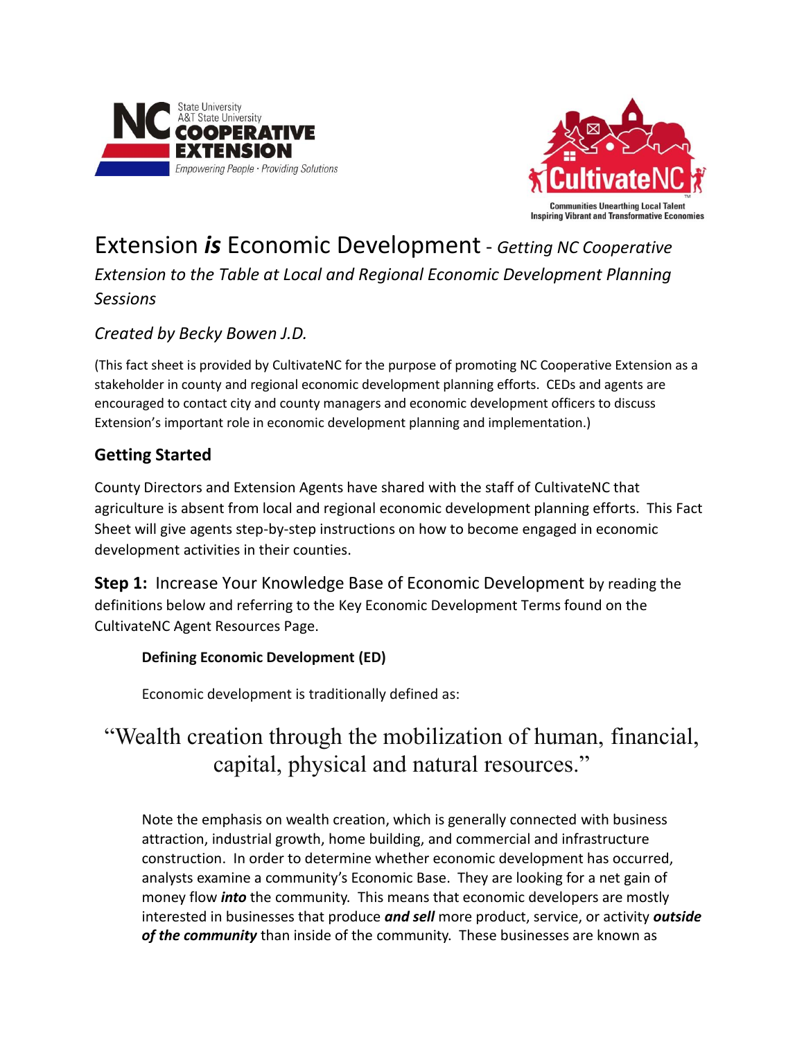# Extension *is* Economic Development - *Getting NC Cooperative Extension to the Table at Local and Regional Economic Development Planning Sessions*

*Created by Becky Bowen J.D.*

(This fact sheet is provided by CultivateNC for the purpose of promoting NC Cooperative Extension as a stakeholder in county and regional economic development planning efforts. CEDs and agents are encouraged to contact city and county managers and economic development officers to discuss Extension's important role in economic development planning and implementation.)

## Getting Started

County Directors and Extension Agents have shared with the staff of CultivateNC that agriculture is absent from local and regional economic development planning efforts. This Fact Sheet will give agents step-by-step instructions on how to become engaged in economic development activities in their counties.

**Step 1:** Increase Your Knowledge Base of Economic Development by reading the definitions below and referring to the Key Economic Development Terms found on the CultivateNC Agent Resources Page.

**Defining Economic Development (ED)**

Economic development is traditionally defined as:

> "Wealth creation through the mobilization of human, financial, capital, physical and natural resources."

Note the emphasis on wealth creation, which is generally connected with business attraction, industrial growth, home building, and commercial and infrastructure construction. In order to determine whether economic development has occurred, analysts examine a community's Economic Base. They are looking for a net gain of money flow ***into*** the community. This means that economic developers are mostly interested in businesses that produce ***and sell*** more product, service, or activity ***outside of the community*** than inside of the community. These businesses are known as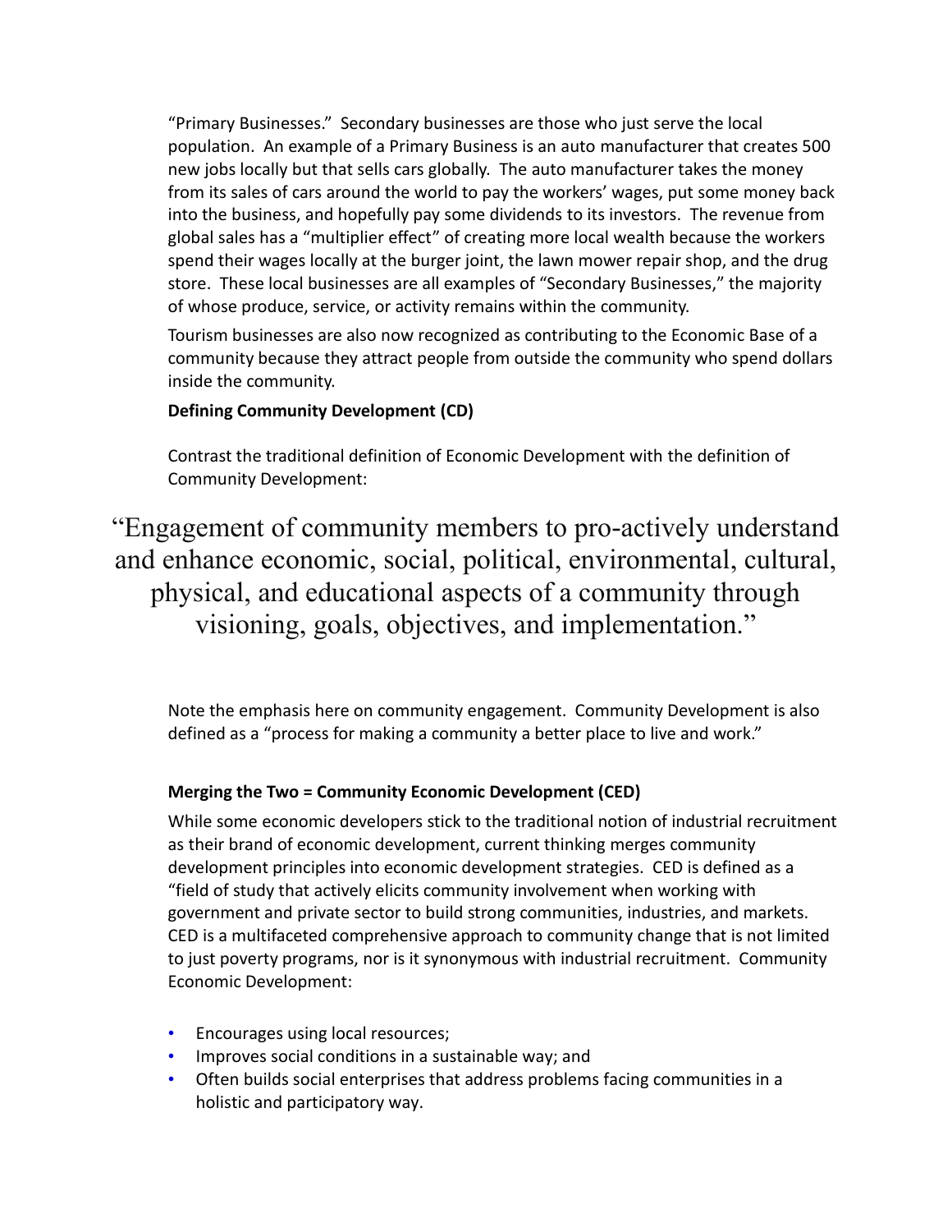"Primary Businesses." Secondary businesses are those who just serve the local population. An example of a Primary Business is an auto manufacturer that creates 500 new jobs locally but that sells cars globally. The auto manufacturer takes the money from its sales of cars around the world to pay the workers' wages, put some money back into the business, and hopefully pay some dividends to its investors. The revenue from global sales has a "multiplier effect" of creating more local wealth because the workers spend their wages locally at the burger joint, the lawn mower repair shop, and the drug store. These local businesses are all examples of "Secondary Businesses," the majority of whose produce, service, or activity remains within the community.

Tourism businesses are also now recognized as contributing to the Economic Base of a community because they attract people from outside the community who spend dollars inside the community.

**Defining Community Development (CD)**

Contrast the traditional definition of Economic Development with the definition of Community Development:

> "Engagement of community members to pro-actively understand and enhance economic, social, political, environmental, cultural, physical, and educational aspects of a community through visioning, goals, objectives, and implementation."

Note the emphasis here on community engagement. Community Development is also defined as a "process for making a community a better place to live and work."

**Merging the Two = Community Economic Development (CED)**

While some economic developers stick to the traditional notion of industrial recruitment as their brand of economic development, current thinking merges community development principles into economic development strategies. CED is defined as a "field of study that actively elicits community involvement when working with government and private sector to build strong communities, industries, and markets. CED is a multifaceted comprehensive approach to community change that is not limited to just poverty programs, nor is it synonymous with industrial recruitment. Community Economic Development:

- Encourages using local resources;
- Improves social conditions in a sustainable way; and
- Often builds social enterprises that address problems facing communities in a holistic and participatory way.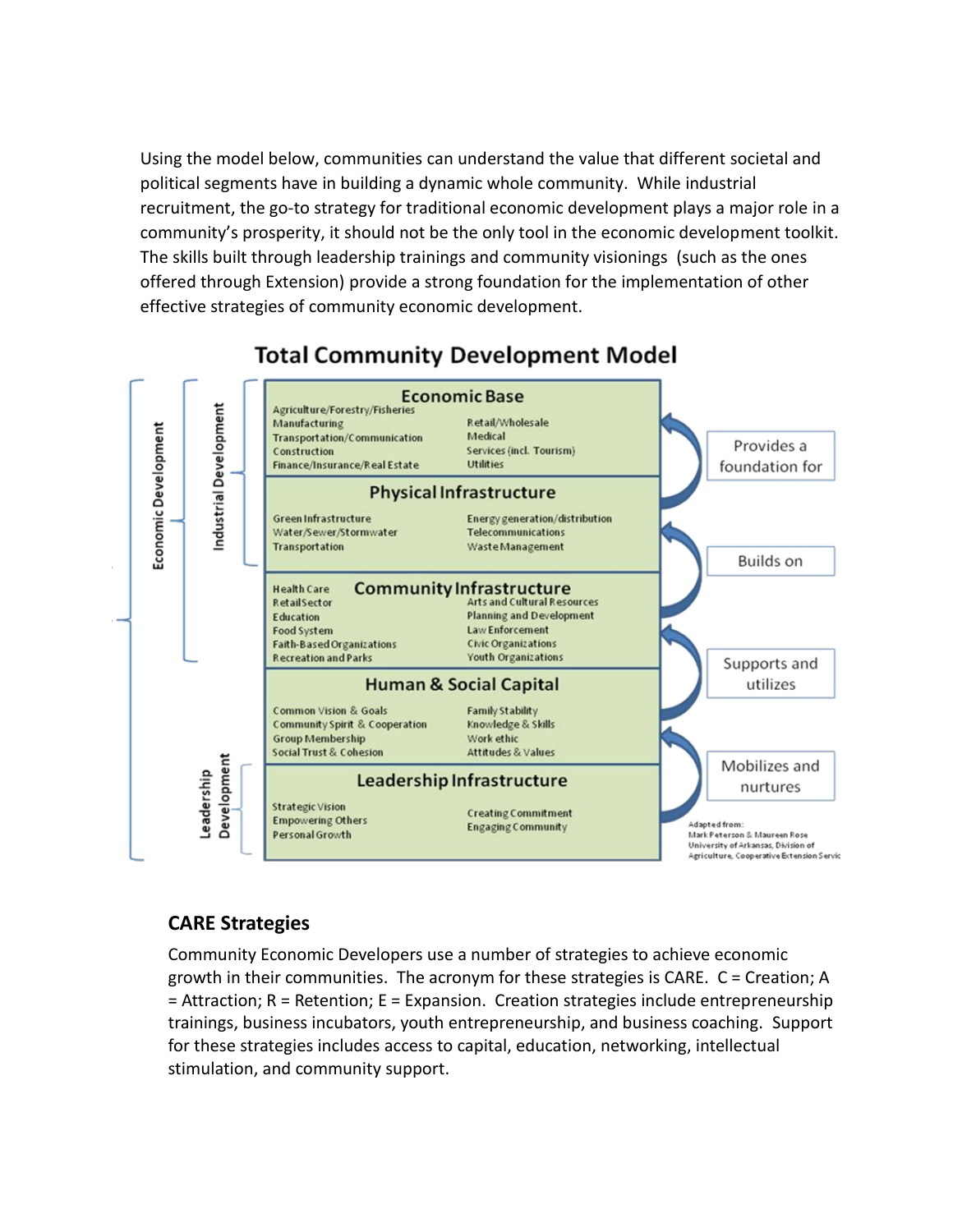Using the model below, communities can understand the value that different societal and political segments have in building a dynamic whole community. While industrial recruitment, the go-to strategy for traditional economic development plays a major role in a community's prosperity, it should not be the only tool in the economic development toolkit. The skills built through leadership trainings and community visionings (such as the ones offered through Extension) provide a strong foundation for the implementation of other effective strategies of community economic development.

**Total Community Development Model**

| Layer | Components | |
|---|---|---|
| **Economic Base** | Agriculture/Forestry/Fisheries | Retail/Wholesale |
| | Manufacturing | Medical |
| | Transportation/Communication | Services (incl. Tourism) |
| | Construction | Utilities |
| | Finance/Insurance/Real Estate | |
| **Physical Infrastructure** | Green Infrastructure | Energy generation/distribution |
| | Water/Sewer/Stormwater | Telecommunications |
| | Transportation | Waste Management |
| **Community Infrastructure** | Health Care | Arts and Cultural Resources |
| | Retail Sector | Planning and Development |
| | Education | Law Enforcement |
| | Food System | Civic Organizations |
| | Faith-Based Organizations | Youth Organizations |
| | Recreation and Parks | |
| **Human & Social Capital** | Common Vision & Goals | Family Stability |
| | Community Spirit & Cooperation | Knowledge & Skills |
| | Group Membership | Work ethic |
| | Social Trust & Cohesion | Attitudes & Values |
| **Leadership Infrastructure** | Strategic Vision | Creating Commitment |
| | Empowering Others | Engaging Community |
| | Personal Growth | |

Relationships (bottom to top): Leadership Infrastructure mobilizes and nurtures Human & Social Capital; Human & Social Capital supports and utilizes Community Infrastructure; Community Infrastructure builds on Physical Infrastructure; Physical Infrastructure provides a foundation for Economic Base.

Brackets: Economic Development (all layers); Industrial Development (Economic Base, Physical Infrastructure, Community Infrastructure); Leadership Development (Leadership Infrastructure).

Adapted from: Mark Peterson & Maureen Rose, University of Arkansas, Division of Agriculture, Cooperative Extension Servic

## CARE Strategies

Community Economic Developers use a number of strategies to achieve economic growth in their communities. The acronym for these strategies is CARE. C = Creation; A = Attraction; R = Retention; E = Expansion. Creation strategies include entrepreneurship trainings, business incubators, youth entrepreneurship, and business coaching. Support for these strategies includes access to capital, education, networking, intellectual stimulation, and community support.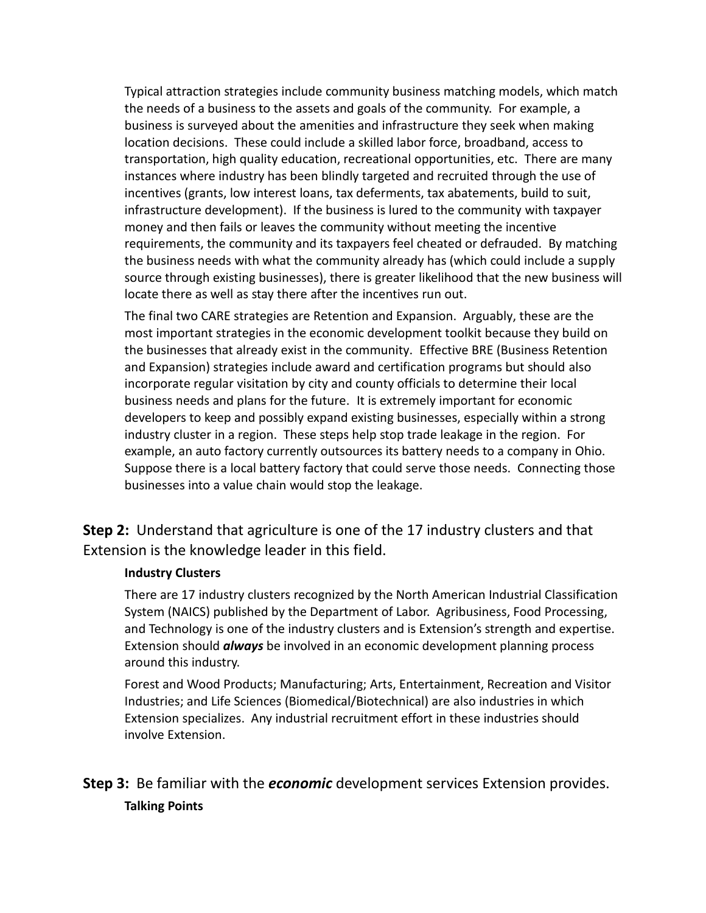Typical attraction strategies include community business matching models, which match the needs of a business to the assets and goals of the community. For example, a business is surveyed about the amenities and infrastructure they seek when making location decisions. These could include a skilled labor force, broadband, access to transportation, high quality education, recreational opportunities, etc. There are many instances where industry has been blindly targeted and recruited through the use of incentives (grants, low interest loans, tax deferments, tax abatements, build to suit, infrastructure development). If the business is lured to the community with taxpayer money and then fails or leaves the community without meeting the incentive requirements, the community and its taxpayers feel cheated or defrauded. By matching the business needs with what the community already has (which could include a supply source through existing businesses), there is greater likelihood that the new business will locate there as well as stay there after the incentives run out.

The final two CARE strategies are Retention and Expansion. Arguably, these are the most important strategies in the economic development toolkit because they build on the businesses that already exist in the community. Effective BRE (Business Retention and Expansion) strategies include award and certification programs but should also incorporate regular visitation by city and county officials to determine their local business needs and plans for the future. It is extremely important for economic developers to keep and possibly expand existing businesses, especially within a strong industry cluster in a region. These steps help stop trade leakage in the region. For example, an auto factory currently outsources its battery needs to a company in Ohio. Suppose there is a local battery factory that could serve those needs. Connecting those businesses into a value chain would stop the leakage.

## **Step 2:** Understand that agriculture is one of the 17 industry clusters and that Extension is the knowledge leader in this field.

**Industry Clusters**

There are 17 industry clusters recognized by the North American Industrial Classification System (NAICS) published by the Department of Labor. Agribusiness, Food Processing, and Technology is one of the industry clusters and is Extension's strength and expertise. Extension should ***always*** be involved in an economic development planning process around this industry.

Forest and Wood Products; Manufacturing; Arts, Entertainment, Recreation and Visitor Industries; and Life Sciences (Biomedical/Biotechnical) are also industries in which Extension specializes. Any industrial recruitment effort in these industries should involve Extension.

## **Step 3:** Be familiar with the ***economic*** development services Extension provides.

**Talking Points**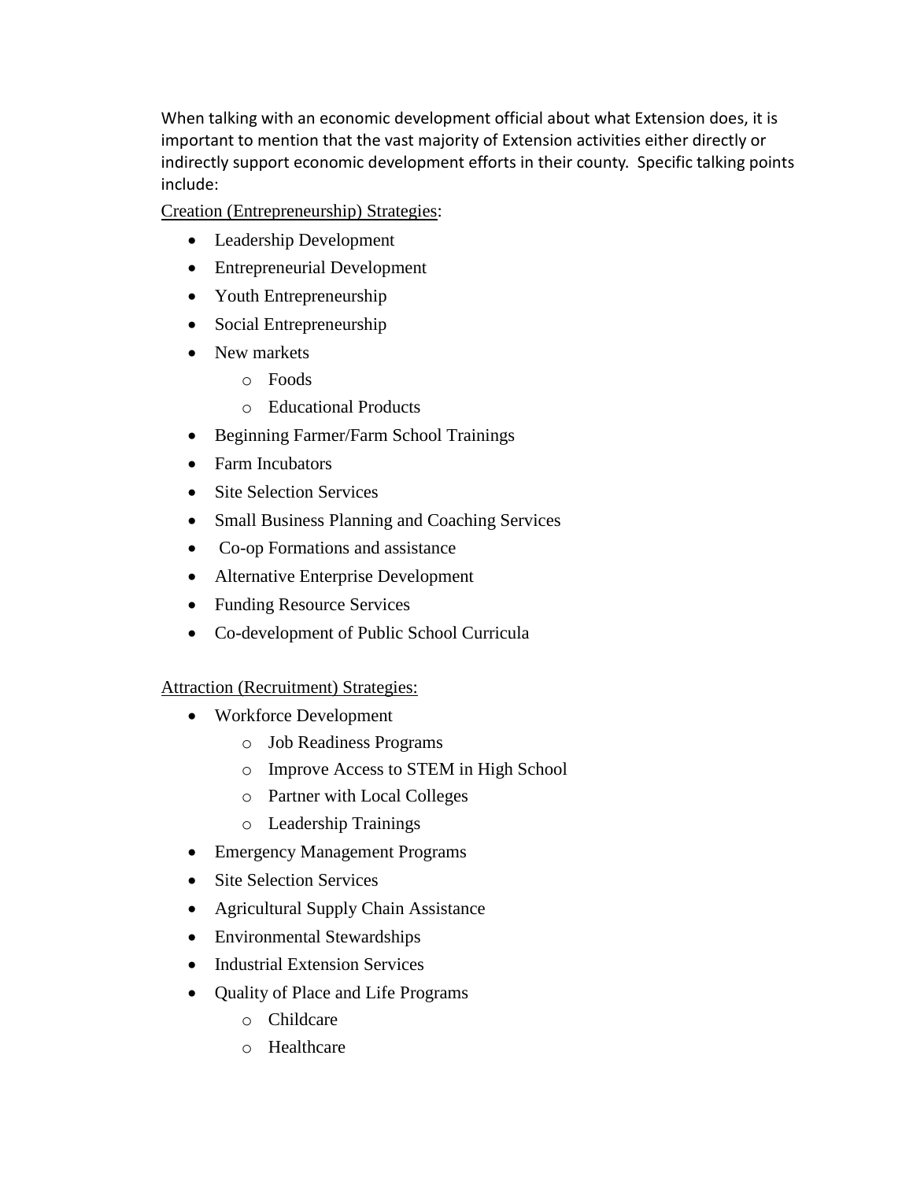When talking with an economic development official about what Extension does, it is important to mention that the vast majority of Extension activities either directly or indirectly support economic development efforts in their county. Specific talking points include:

<u>Creation (Entrepreneurship) Strategies</u>:

- Leadership Development
- Entrepreneurial Development
- Youth Entrepreneurship
- Social Entrepreneurship
- New markets
  - Foods
  - Educational Products
- Beginning Farmer/Farm School Trainings
- Farm Incubators
- Site Selection Services
- Small Business Planning and Coaching Services
- Co-op Formations and assistance
- Alternative Enterprise Development
- Funding Resource Services
- Co-development of Public School Curricula

<u>Attraction (Recruitment) Strategies:</u>

- Workforce Development
  - Job Readiness Programs
  - Improve Access to STEM in High School
  - Partner with Local Colleges
  - Leadership Trainings
- Emergency Management Programs
- Site Selection Services
- Agricultural Supply Chain Assistance
- Environmental Stewardships
- Industrial Extension Services
- Quality of Place and Life Programs
  - Childcare
  - Healthcare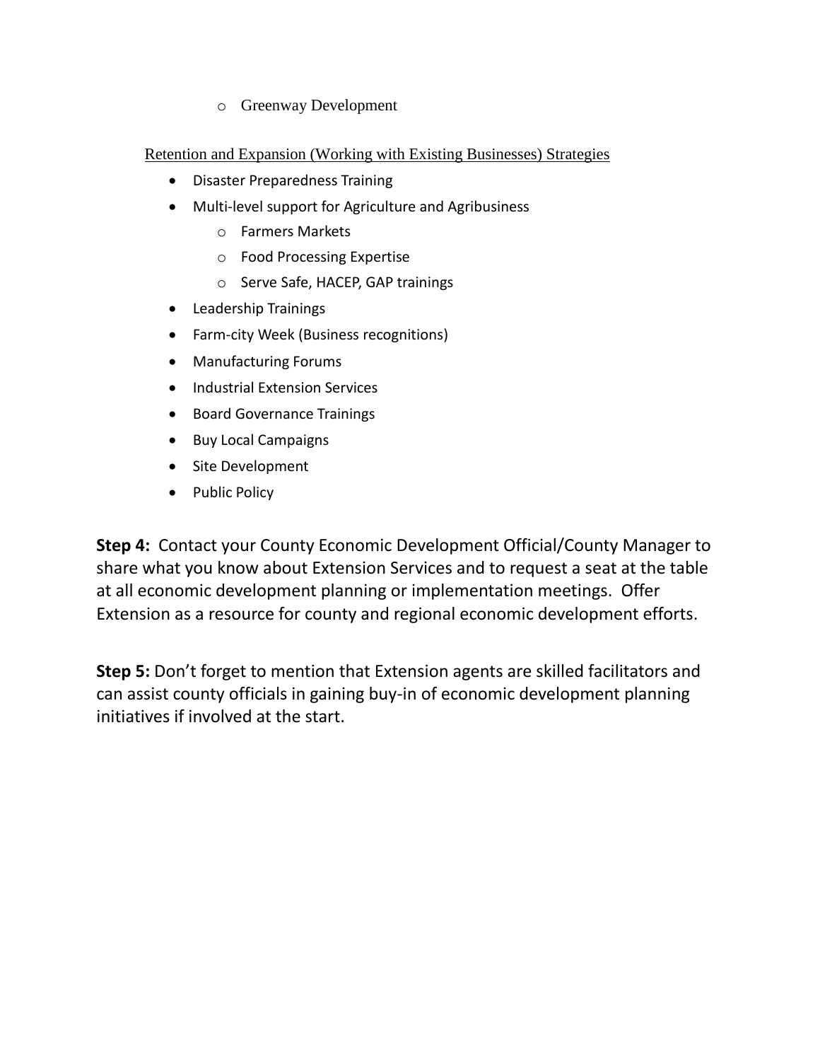- Greenway Development

<u>Retention and Expansion (Working with Existing Businesses) Strategies</u>

- Disaster Preparedness Training
- Multi-level support for Agriculture and Agribusiness
    - Farmers Markets
    - Food Processing Expertise
    - Serve Safe, HACEP, GAP trainings
- Leadership Trainings
- Farm-city Week (Business recognitions)
- Manufacturing Forums
- Industrial Extension Services
- Board Governance Trainings
- Buy Local Campaigns
- Site Development
- Public Policy

**Step 4:** Contact your County Economic Development Official/County Manager to share what you know about Extension Services and to request a seat at the table at all economic development planning or implementation meetings. Offer Extension as a resource for county and regional economic development efforts.

**Step 5:** Don't forget to mention that Extension agents are skilled facilitators and can assist county officials in gaining buy-in of economic development planning initiatives if involved at the start.